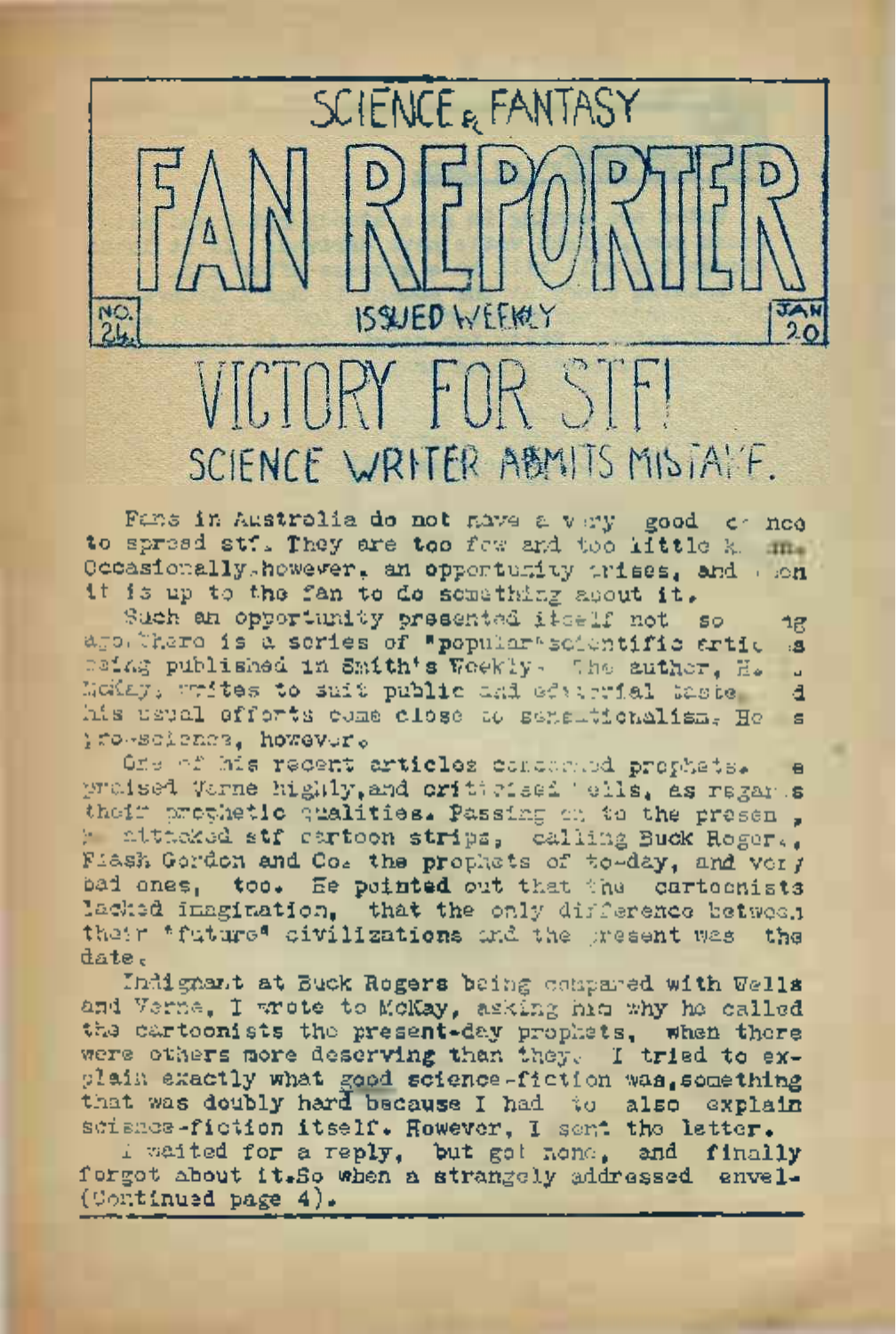# SCIENCE & FANTASY FAN REPORTER

NO. 24. ISSUED WEEKLY JAN 20

# VICTORY FOR STF!

## SCIENCE WRITER ADMITS MISTAKE.

Fans in Australia do not have a very good chance to spread stf. They are too few and too little known. Occasionally, however, an opportunity arises, and then it is up to the fan to do something about it.

Such an opportunity presented itself not so long ago. There is a series of "popular" scientific articles being published in Smith's Weekly. The author, H. McKay, writes to suit public and editorial taste, and his usual efforts come close to sensationalism. He is pro-science, however.

One of his recent articles concerned prophets. He praised Verne highly, and criticised Wells, as regards their prophetic qualities. Passing on to the present, he attacked stf cartoon strips, calling Buck Rogers, Flash Gordon and Co. the prophets of to-day, and very bad ones, too. He pointed out that the cartoonists lacked imagination, that the only difference between their "future" civilizations and the present was the date.

Indignant at Buck Rogers being compared with Wells and Verne, I wrote to McKay, asking him why he called the cartoonists the present-day prophets, when there were others more deserving than they. I tried to explain exactly what good science-fiction was, something that was doubly hard because I had to also explain science-fiction itself. However, I sent the letter.

I waited for a reply, but got none, and finally forgot about it. So when a strangely addressed envel-

(Continued page 4).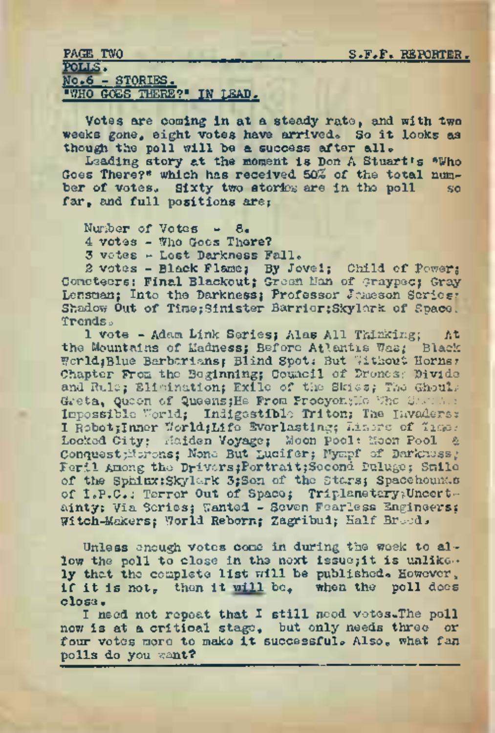## POLLS.
### No.6 - STORIES.
### "WHO GOES THERE?" IN LEAD.

Votes are coming in at a steady rate, and with two weeks gone, eight votes have arrived. So it looks as though the poll will be a success after all.

Leading story at the moment is Don A Stuart's "Who Goes There?" which has received 50% of the total number of votes. Sixty two stories are in the poll so far, and full positions are;

Number of Votes - 8.

4 votes - Who Goes There?

3 votes - Lost Darkness Fall.

2 votes - Black Flame; By Jove!; Child of Power; Comcteers: Final Blackout; Green Man of Graypec; Gray Lensman; Into the Darkness; Professor Jameson Series; Shadow Out of Time; Sinister Barrier; Skylark of Space. Trends.

1 vote - Adam Link Series; Alas All Thinking; At the Mountains of Madness; Before Atlantis Was; Black World; Blue Barbarians; Blind Spot; But Without Horns; Chapter From the Beginning; Council of Drones; Divide and Rule; Elimination; Exile of the Skies; The Ghoul; Greta, Queen of Queens; He From Procyon; He Who Shrank; Impossible World; Indigestible Triton; The Invaders; I Robot; Inner World; Life Everlasting; Liners of Time; Locked City; Maiden Voyage; Moon Pool; Moon Pool & Conquest; Morons; None But Lucifer; Nympf of Darkness; Peril Among the Drivers; Portrait; Second Deluge; Smile of the Sphinx; Skylark 3; Son of the Stars; Spacehounds of I.P.C.; Terror Out of Space; Triplanetary; Uncertainty; Via Series; Wanted - Seven Fearless Engineers; Witch-Makers; World Reborn; Zagribud; Half Breed.

Unless enough votes come in during the week to allow the poll to close in the next issue; it is unlikely that the complete list will be published. However, if it is not, then it will be, when the poll does close.

I need not repeat that I still need votes. The poll now is at a critical stage, but only needs three or four votes more to make it successful. Also, what fan polls do you want?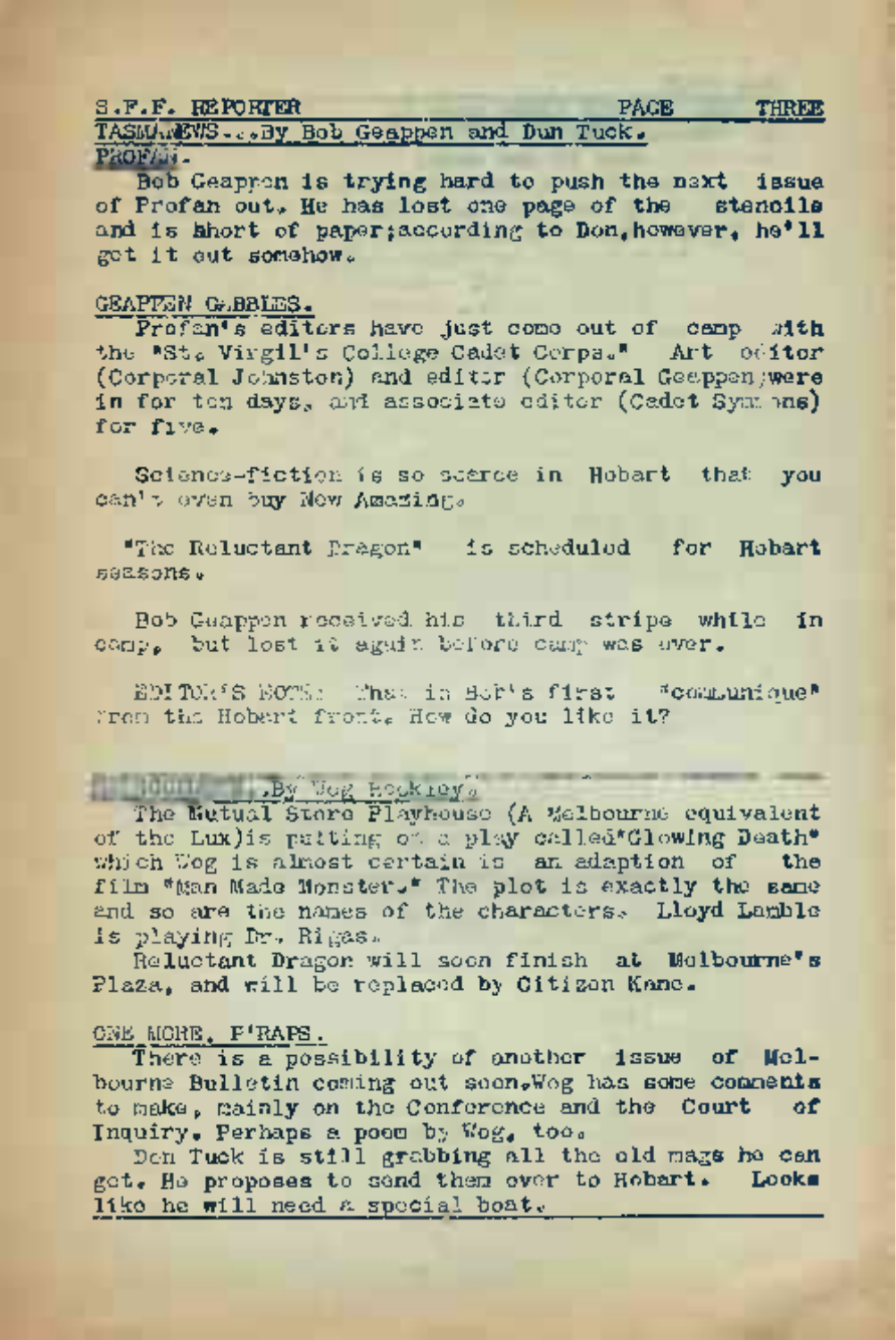TASMANEWS....By Bob Geappen and Don Tuck.

PROFAN.

Bob Geappen is trying hard to push the next issue of Profan out. He has lost one page of the stencils and is short of paper; according to Don, however, he'll get it out somehow.

GEAPPEN GABBLES.

Profan's editors have just come out of camp with the "St. Virgil's College Cadet Corps." Art editor (Corporal Johnston) and editor (Corporal Geappen) were in for ten days, and associate editor (Cadet Symmons) for five.

Science-fiction is so scarce in Hobart that you can't even buy New Amazing.

"The Reluctant Dragon" is scheduled for Hobart seasons.

Bob Geappen received his third stripe while in camp, but lost it again before camp was over.

EDITOR'S NOTE: This is Bob's first "communique" from the Hobart front. How do you like it?

.....By Wog Hockley.

The Mutual Store Playhouse (A Melbourne equivalent of the Lux) is putting on a play called "Glowing Death" which Wog is almost certain is an adaption of the film "Man Made Monster." The plot is exactly the same and so are the names of the characters. Lloyd Lamble is playing Dr. Rigas.

Reluctant Dragon will soon finish at Melbourne's Plaza, and will be replaced by Citizen Kane.

ONE MORE, P'RAPS.

There is a possibility of another issue of Melbourne Bulletin coming out soon. Wog has some comments to make, mainly on the Conference and the Court of Inquiry. Perhaps a poem by Wog, too.

Don Tuck is still grabbing all the old mags he can get. He proposes to send them over to Hobart. Looks like he will need a special boat.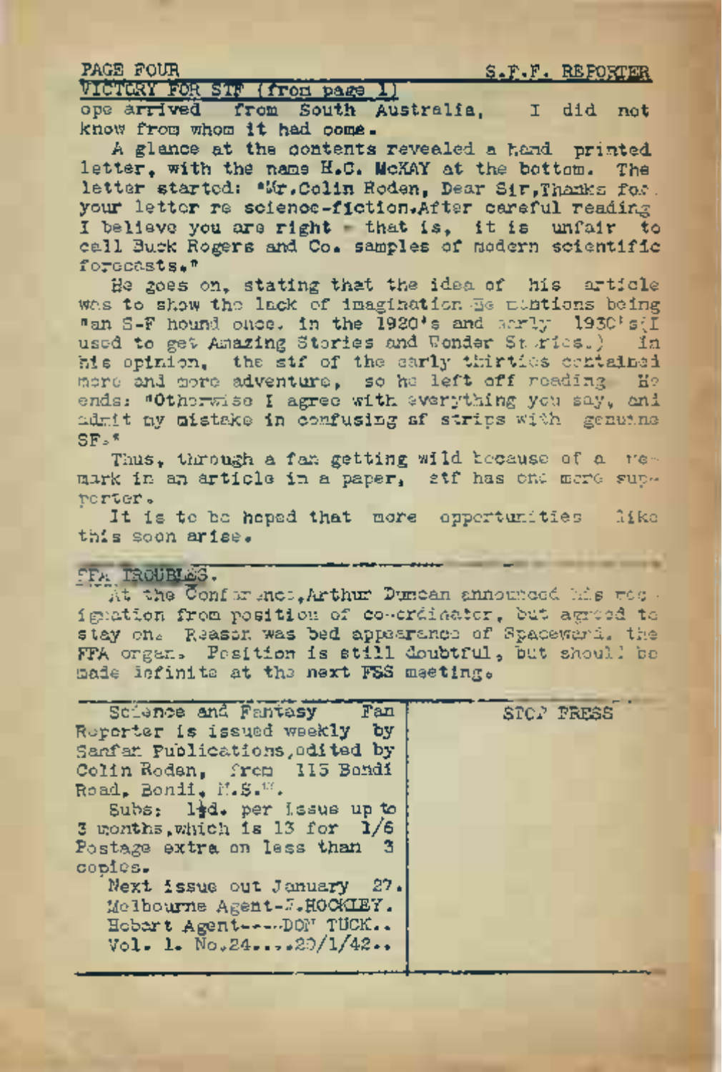## VICTORY FOR STF (from page 1)

ope arrived from South Australia, I did not know from whom it had come.

A glance at the contents revealed a hand printed letter, with the name H.C. McKAY at the bottom. The letter started: "Mr.Colin Roden, Dear Sir,Thanks for your letter re science-fiction.After careful reading I believe you are right - that is, it is unfair to call Buck Rogers and Co. samples of modern scientific forecasts."

He goes on, stating that the idea of his article was to show the lack of imagination.He mentions being "an S-F hound once, in the 1920's and early 1930's(I used to get Amazing Stories and Wonder Stories.) In his opinion, the stf of the early thirties contained more and more adventure, so he left off reading. He ends: "Otherwise I agree with everything you say, and admit my mistake in confusing sf strips with genuine SF."

Thus, through a fan getting wild because of a remark in an article in a paper, stf has one more supporter.

It is to be hoped that more opportunities like this soon arise.

## FFA TROUBLES.

At the Conference,Arthur Duncan announced his resignation from position of co-ordinator, but agreed to stay on. Reason was bad appearance of Spaceward, the FFA organ. Position is still doubtful, but should be made definite at the next FSS meeting.

Science and Fantasy Fan Reporter is issued weekly by Sanfan Publications,edited by Colin Roden, from 115 Bondi Road, Bondi, N.S.W.

Subs: 1½d. per issue up to 3 months,which is 13 for 1/6 Postage extra on less than 3 copies.

Next issue out January 27.

Melbourne Agent--E.HOCKLEY.

Hobart Agent----DON TUCK..

Vol. 1. No.24....20/1/42..

STOP PRESS